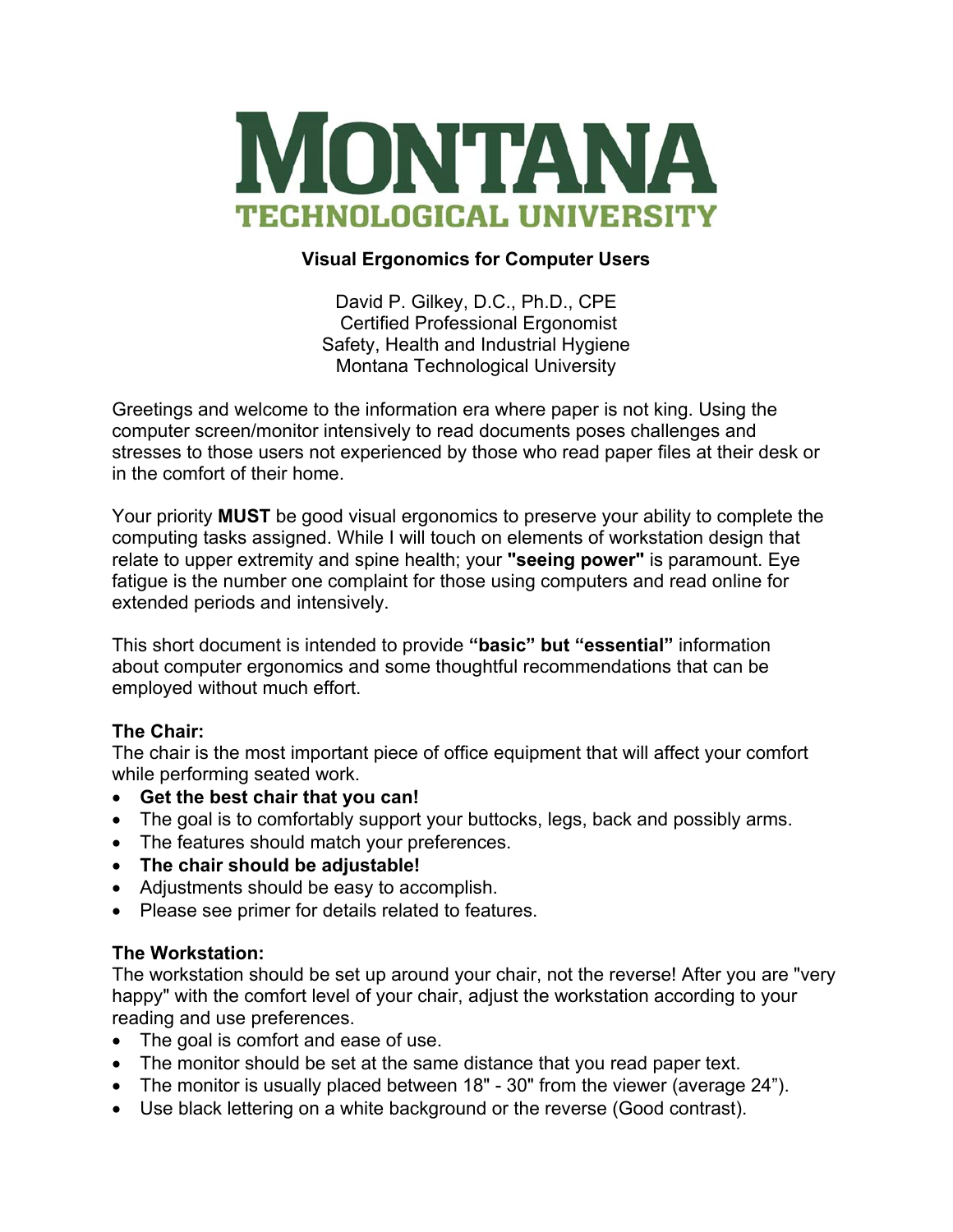# MONTANA TECHNOLOGICAL UNIVERSITY

## Visual Ergonomics for Computer Users

David P. Gilkey, D.C., Ph.D., CPE
Certified Professional Ergonomist
Safety, Health and Industrial Hygiene
Montana Technological University

Greetings and welcome to the information era where paper is not king. Using the computer screen/monitor intensively to read documents poses challenges and stresses to those users not experienced by those who read paper files at their desk or in the comfort of their home.

Your priority **MUST** be good visual ergonomics to preserve your ability to complete the computing tasks assigned. While I will touch on elements of workstation design that relate to upper extremity and spine health; your **"seeing power"** is paramount. Eye fatigue is the number one complaint for those using computers and read online for extended periods and intensively.

This short document is intended to provide **"basic" but "essential"** information about computer ergonomics and some thoughtful recommendations that can be employed without much effort.

**The Chair:**
The chair is the most important piece of office equipment that will affect your comfort while performing seated work.

- **Get the best chair that you can!**
- The goal is to comfortably support your buttocks, legs, back and possibly arms.
- The features should match your preferences.
- **The chair should be adjustable!**
- Adjustments should be easy to accomplish.
- Please see primer for details related to features.

**The Workstation:**
The workstation should be set up around your chair, not the reverse! After you are "very happy" with the comfort level of your chair, adjust the workstation according to your reading and use preferences.

- The goal is comfort and ease of use.
- The monitor should be set at the same distance that you read paper text.
- The monitor is usually placed between 18" - 30" from the viewer (average 24").
- Use black lettering on a white background or the reverse (Good contrast).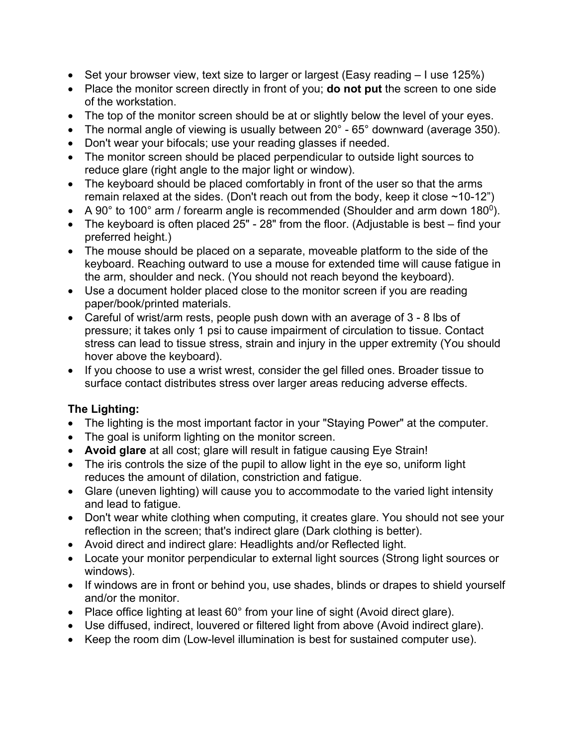- Set your browser view, text size to larger or largest (Easy reading – I use 125%)
- Place the monitor screen directly in front of you; **do not put** the screen to one side of the workstation.
- The top of the monitor screen should be at or slightly below the level of your eyes.
- The normal angle of viewing is usually between 20° - 65° downward (average 350).
- Don't wear your bifocals; use your reading glasses if needed.
- The monitor screen should be placed perpendicular to outside light sources to reduce glare (right angle to the major light or window).
- The keyboard should be placed comfortably in front of the user so that the arms remain relaxed at the sides. (Don't reach out from the body, keep it close ~10-12")
- A 90° to 100° arm / forearm angle is recommended (Shoulder and arm down $180^0$).
- The keyboard is often placed 25" - 28" from the floor. (Adjustable is best – find your preferred height.)
- The mouse should be placed on a separate, moveable platform to the side of the keyboard. Reaching outward to use a mouse for extended time will cause fatigue in the arm, shoulder and neck. (You should not reach beyond the keyboard).
- Use a document holder placed close to the monitor screen if you are reading paper/book/printed materials.
- Careful of wrist/arm rests, people push down with an average of 3 - 8 lbs of pressure; it takes only 1 psi to cause impairment of circulation to tissue. Contact stress can lead to tissue stress, strain and injury in the upper extremity (You should hover above the keyboard).
- If you choose to use a wrist wrest, consider the gel filled ones. Broader tissue to surface contact distributes stress over larger areas reducing adverse effects.

**The Lighting:**

- The lighting is the most important factor in your "Staying Power" at the computer.
- The goal is uniform lighting on the monitor screen.
- **Avoid glare** at all cost; glare will result in fatigue causing Eye Strain!
- The iris controls the size of the pupil to allow light in the eye so, uniform light reduces the amount of dilation, constriction and fatigue.
- Glare (uneven lighting) will cause you to accommodate to the varied light intensity and lead to fatigue.
- Don't wear white clothing when computing, it creates glare. You should not see your reflection in the screen; that's indirect glare (Dark clothing is better).
- Avoid direct and indirect glare: Headlights and/or Reflected light.
- Locate your monitor perpendicular to external light sources (Strong light sources or windows).
- If windows are in front or behind you, use shades, blinds or drapes to shield yourself and/or the monitor.
- Place office lighting at least 60° from your line of sight (Avoid direct glare).
- Use diffused, indirect, louvered or filtered light from above (Avoid indirect glare).
- Keep the room dim (Low-level illumination is best for sustained computer use).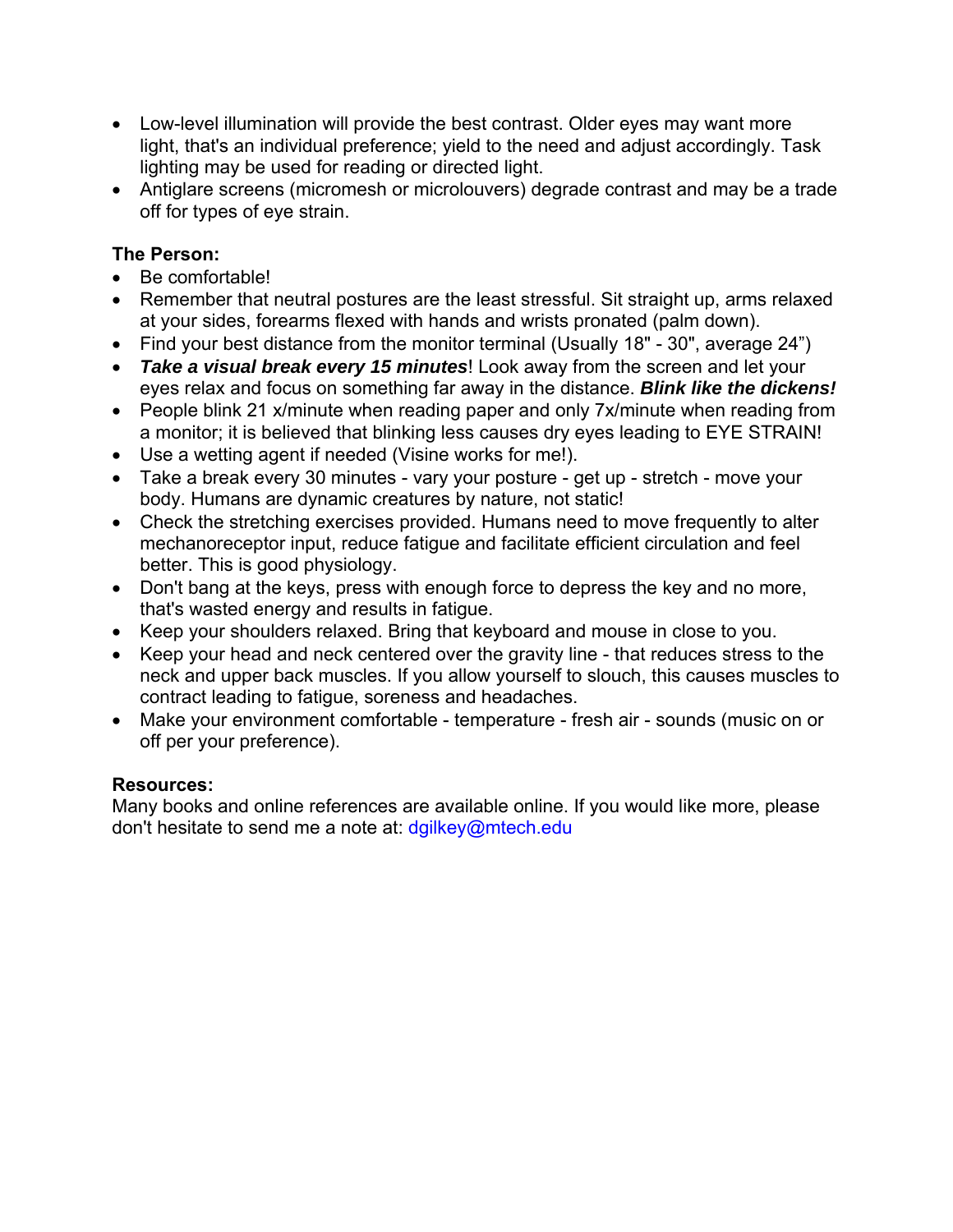- Low-level illumination will provide the best contrast. Older eyes may want more light, that's an individual preference; yield to the need and adjust accordingly. Task lighting may be used for reading or directed light.
- Antiglare screens (micromesh or microlouvers) degrade contrast and may be a trade off for types of eye strain.

**The Person:**

- Be comfortable!
- Remember that neutral postures are the least stressful. Sit straight up, arms relaxed at your sides, forearms flexed with hands and wrists pronated (palm down).
- Find your best distance from the monitor terminal (Usually 18" - 30", average 24")
- ***Take a visual break every 15 minutes***! Look away from the screen and let your eyes relax and focus on something far away in the distance. ***Blink like the dickens!***
- People blink 21 x/minute when reading paper and only 7x/minute when reading from a monitor; it is believed that blinking less causes dry eyes leading to EYE STRAIN!
- Use a wetting agent if needed (Visine works for me!).
- Take a break every 30 minutes - vary your posture - get up - stretch - move your body. Humans are dynamic creatures by nature, not static!
- Check the stretching exercises provided. Humans need to move frequently to alter mechanoreceptor input, reduce fatigue and facilitate efficient circulation and feel better. This is good physiology.
- Don't bang at the keys, press with enough force to depress the key and no more, that's wasted energy and results in fatigue.
- Keep your shoulders relaxed. Bring that keyboard and mouse in close to you.
- Keep your head and neck centered over the gravity line - that reduces stress to the neck and upper back muscles. If you allow yourself to slouch, this causes muscles to contract leading to fatigue, soreness and headaches.
- Make your environment comfortable - temperature - fresh air - sounds (music on or off per your preference).

**Resources:**

Many books and online references are available online. If you would like more, please don't hesitate to send me a note at: dgilkey@mtech.edu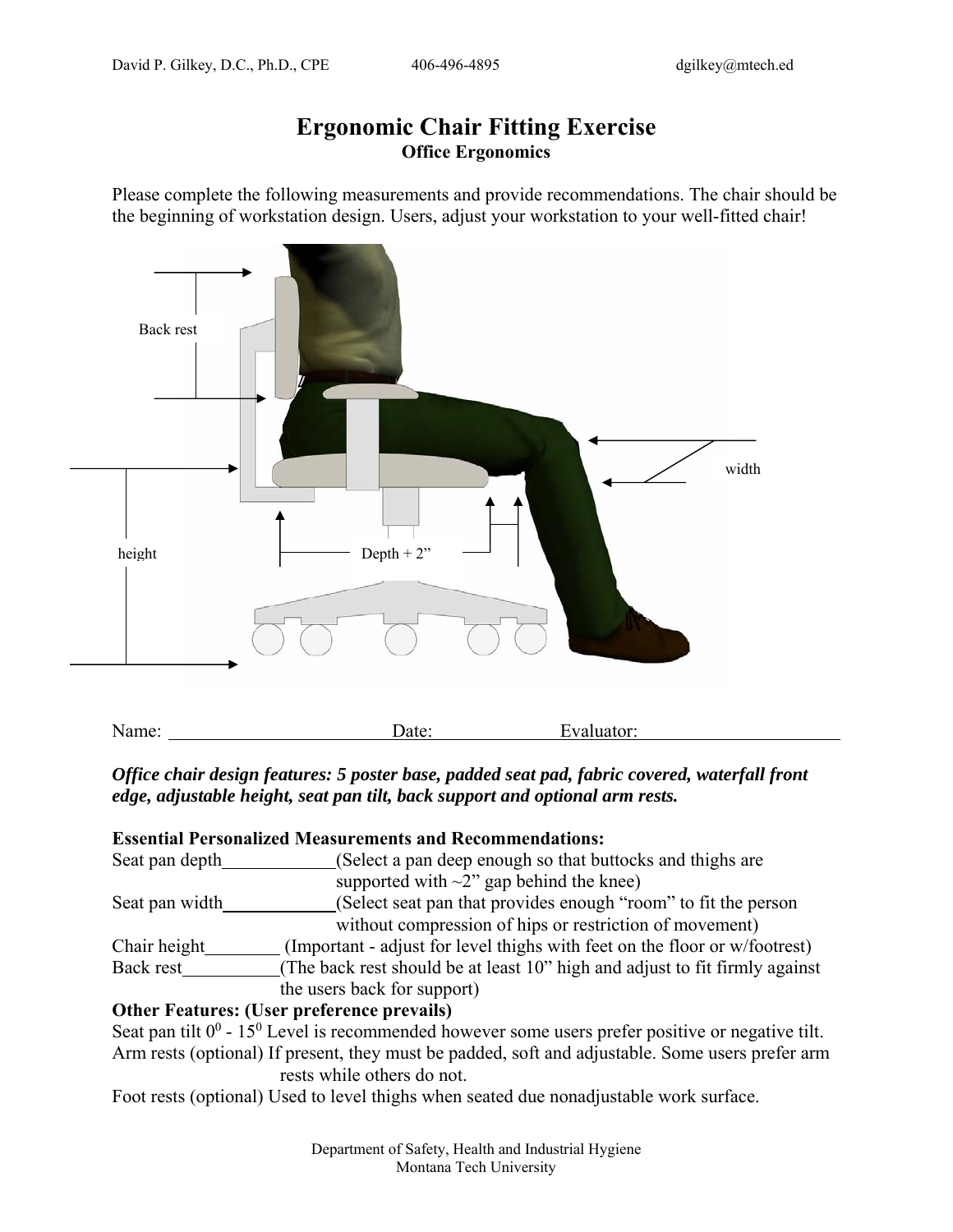David P. Gilkey, D.C., Ph.D., CPE 406-496-4895 dgilkey@mtech.ed

# Ergonomic Chair Fitting Exercise

**Office Ergonomics**

Please complete the following measurements and provide recommendations. The chair should be the beginning of workstation design. Users, adjust your workstation to your well-fitted chair!

Back rest

width

height

Depth + 2"

Name: \_\_\_\_\_\_\_\_\_\_\_\_\_\_\_\_\_\_\_\_\_\_ Date: \_\_\_\_\_\_\_\_\_\_\_\_\_\_ Evaluator: \_\_\_\_\_\_\_\_\_\_\_\_\_\_\_\_\_\_\_\_\_\_

***Office chair design features: 5 poster base, padded seat pad, fabric covered, waterfall front edge, adjustable height, seat pan tilt, back support and optional arm rests.***

**Essential Personalized Measurements and Recommendations:**

Seat pan depth\_\_\_\_\_\_\_\_\_\_\_\_(Select a pan deep enough so that buttocks and thighs are supported with ~2" gap behind the knee)

Seat pan width\_\_\_\_\_\_\_\_\_\_\_\_(Select seat pan that provides enough "room" to fit the person without compression of hips or restriction of movement)

Chair height\_\_\_\_\_\_\_\_ (Important - adjust for level thighs with feet on the floor or w/footrest)

Back rest\_\_\_\_\_\_\_\_\_\_(The back rest should be at least 10" high and adjust to fit firmly against the users back for support)

**Other Features: (User preference prevails)**

Seat pan tilt $0^0$ - $15^0$ Level is recommended however some users prefer positive or negative tilt.

Arm rests (optional) If present, they must be padded, soft and adjustable. Some users prefer arm rests while others do not.

Foot rests (optional) Used to level thighs when seated due nonadjustable work surface.

Department of Safety, Health and Industrial Hygiene
Montana Tech University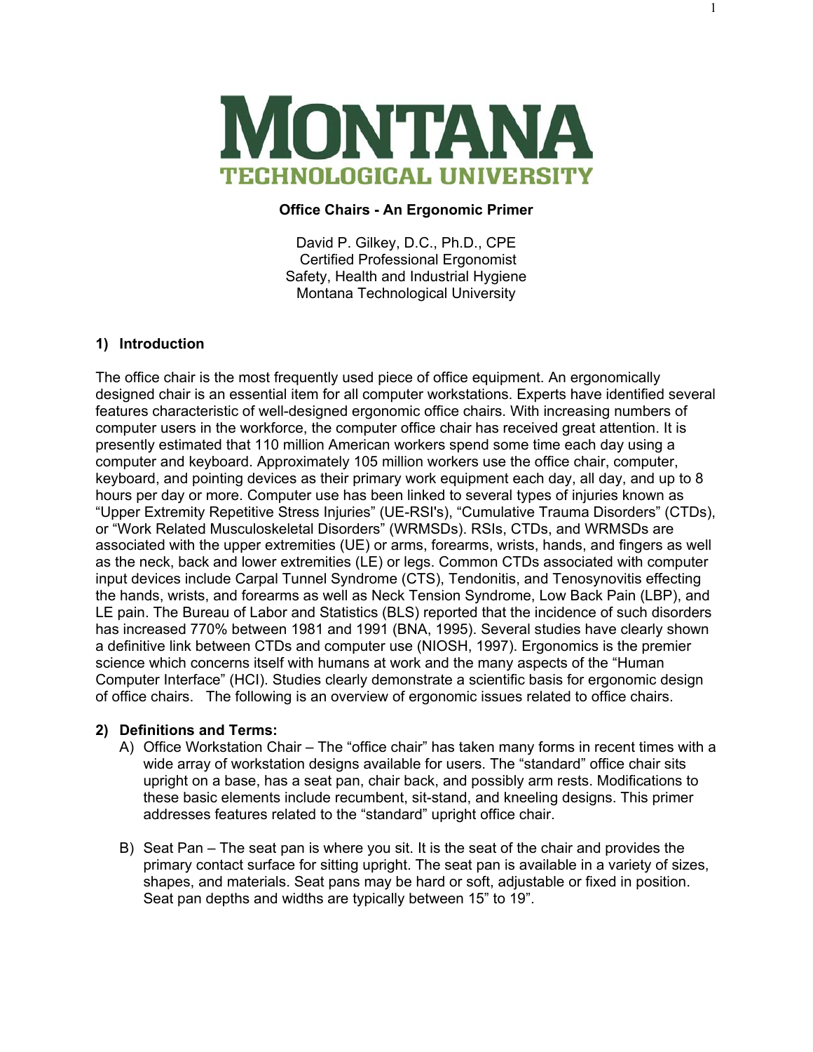# MONTANA TECHNOLOGICAL UNIVERSITY

**Office Chairs - An Ergonomic Primer**

David P. Gilkey, D.C., Ph.D., CPE
Certified Professional Ergonomist
Safety, Health and Industrial Hygiene
Montana Technological University

## 1) Introduction

The office chair is the most frequently used piece of office equipment. An ergonomically designed chair is an essential item for all computer workstations. Experts have identified several features characteristic of well-designed ergonomic office chairs. With increasing numbers of computer users in the workforce, the computer office chair has received great attention. It is presently estimated that 110 million American workers spend some time each day using a computer and keyboard. Approximately 105 million workers use the office chair, computer, keyboard, and pointing devices as their primary work equipment each day, all day, and up to 8 hours per day or more. Computer use has been linked to several types of injuries known as "Upper Extremity Repetitive Stress Injuries" (UE-RSI's), "Cumulative Trauma Disorders" (CTDs), or "Work Related Musculoskeletal Disorders" (WRMSDs). RSIs, CTDs, and WRMSDs are associated with the upper extremities (UE) or arms, forearms, wrists, hands, and fingers as well as the neck, back and lower extremities (LE) or legs. Common CTDs associated with computer input devices include Carpal Tunnel Syndrome (CTS), Tendonitis, and Tenosynovitis effecting the hands, wrists, and forearms as well as Neck Tension Syndrome, Low Back Pain (LBP), and LE pain. The Bureau of Labor and Statistics (BLS) reported that the incidence of such disorders has increased 770% between 1981 and 1991 (BNA, 1995). Several studies have clearly shown a definitive link between CTDs and computer use (NIOSH, 1997). Ergonomics is the premier science which concerns itself with humans at work and the many aspects of the "Human Computer Interface" (HCI). Studies clearly demonstrate a scientific basis for ergonomic design of office chairs. The following is an overview of ergonomic issues related to office chairs.

## 2) Definitions and Terms:

A) Office Workstation Chair – The "office chair" has taken many forms in recent times with a wide array of workstation designs available for users. The "standard" office chair sits upright on a base, has a seat pan, chair back, and possibly arm rests. Modifications to these basic elements include recumbent, sit-stand, and kneeling designs. This primer addresses features related to the "standard" upright office chair.

B) Seat Pan – The seat pan is where you sit. It is the seat of the chair and provides the primary contact surface for sitting upright. The seat pan is available in a variety of sizes, shapes, and materials. Seat pans may be hard or soft, adjustable or fixed in position. Seat pan depths and widths are typically between 15" to 19".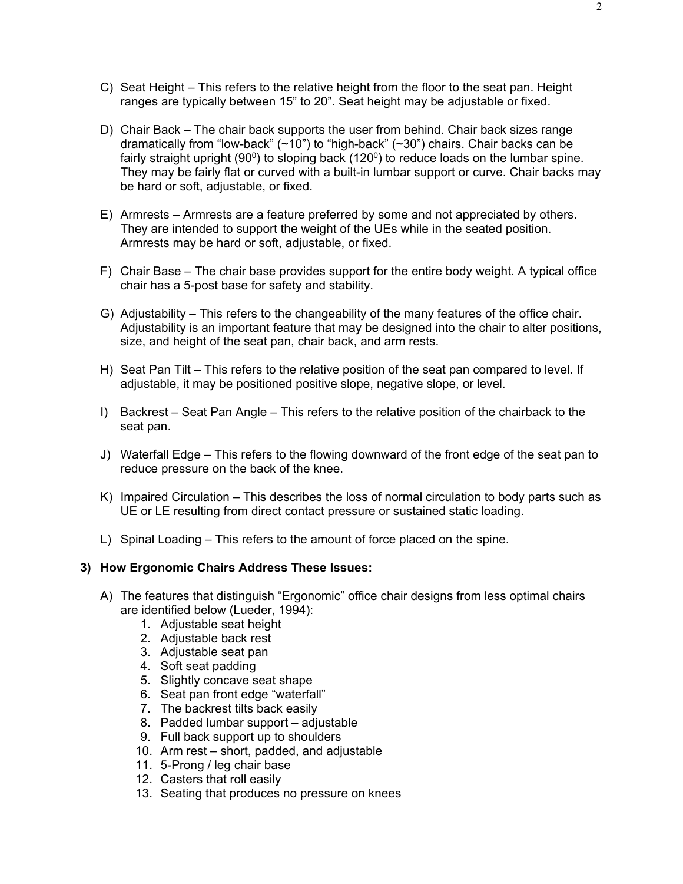C) Seat Height – This refers to the relative height from the floor to the seat pan. Height ranges are typically between 15” to 20”. Seat height may be adjustable or fixed.

D) Chair Back – The chair back supports the user from behind. Chair back sizes range dramatically from “low-back” (~10”) to “high-back” (~30”) chairs. Chair backs can be fairly straight upright ($90^0$) to sloping back ($120^0$) to reduce loads on the lumbar spine. They may be fairly flat or curved with a built-in lumbar support or curve. Chair backs may be hard or soft, adjustable, or fixed.

E) Armrests – Armrests are a feature preferred by some and not appreciated by others. They are intended to support the weight of the UEs while in the seated position. Armrests may be hard or soft, adjustable, or fixed.

F) Chair Base – The chair base provides support for the entire body weight. A typical office chair has a 5-post base for safety and stability.

G) Adjustability – This refers to the changeability of the many features of the office chair. Adjustability is an important feature that may be designed into the chair to alter positions, size, and height of the seat pan, chair back, and arm rests.

H) Seat Pan Tilt – This refers to the relative position of the seat pan compared to level. If adjustable, it may be positioned positive slope, negative slope, or level.

I) Backrest – Seat Pan Angle – This refers to the relative position of the chairback to the seat pan.

J) Waterfall Edge – This refers to the flowing downward of the front edge of the seat pan to reduce pressure on the back of the knee.

K) Impaired Circulation – This describes the loss of normal circulation to body parts such as UE or LE resulting from direct contact pressure or sustained static loading.

L) Spinal Loading – This refers to the amount of force placed on the spine.

### 3) How Ergonomic Chairs Address These Issues:

A) The features that distinguish “Ergonomic” office chair designs from less optimal chairs are identified below (Lueder, 1994):

1. Adjustable seat height
2. Adjustable back rest
3. Adjustable seat pan
4. Soft seat padding
5. Slightly concave seat shape
6. Seat pan front edge “waterfall”
7. The backrest tilts back easily
8. Padded lumbar support – adjustable
9. Full back support up to shoulders
10. Arm rest – short, padded, and adjustable
11. 5-Prong / leg chair base
12. Casters that roll easily
13. Seating that produces no pressure on knees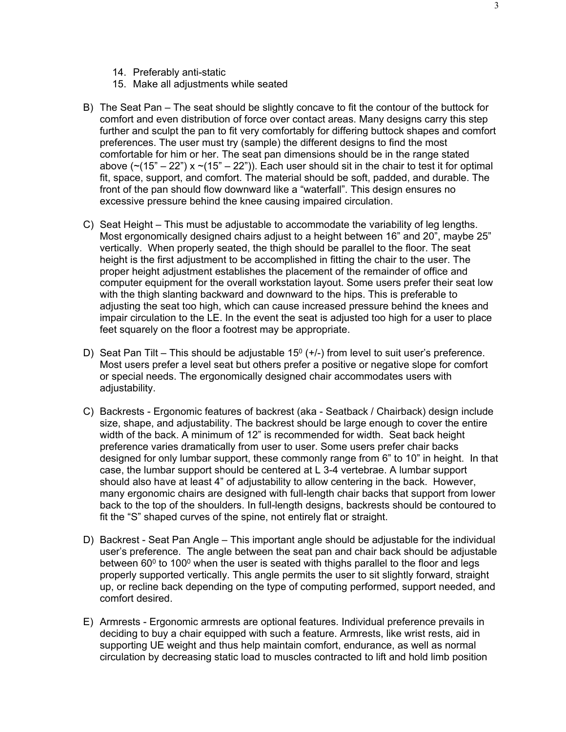14. Preferably anti-static
15. Make all adjustments while seated

B) The Seat Pan – The seat should be slightly concave to fit the contour of the buttock for comfort and even distribution of force over contact areas. Many designs carry this step further and sculpt the pan to fit very comfortably for differing buttock shapes and comfort preferences. The user must try (sample) the different designs to find the most comfortable for him or her. The seat pan dimensions should be in the range stated above (~(15" – 22") x ~(15" – 22")). Each user should sit in the chair to test it for optimal fit, space, support, and comfort. The material should be soft, padded, and durable. The front of the pan should flow downward like a "waterfall". This design ensures no excessive pressure behind the knee causing impaired circulation.

C) Seat Height – This must be adjustable to accommodate the variability of leg lengths. Most ergonomically designed chairs adjust to a height between 16" and 20", maybe 25" vertically. When properly seated, the thigh should be parallel to the floor. The seat height is the first adjustment to be accomplished in fitting the chair to the user. The proper height adjustment establishes the placement of the remainder of office and computer equipment for the overall workstation layout. Some users prefer their seat low with the thigh slanting backward and downward to the hips. This is preferable to adjusting the seat too high, which can cause increased pressure behind the knees and impair circulation to the LE. In the event the seat is adjusted too high for a user to place feet squarely on the floor a footrest may be appropriate.

D) Seat Pan Tilt – This should be adjustable $15^0$ (+/-) from level to suit user's preference. Most users prefer a level seat but others prefer a positive or negative slope for comfort or special needs. The ergonomically designed chair accommodates users with adjustability.

C) Backrests - Ergonomic features of backrest (aka - Seatback / Chairback) design include size, shape, and adjustability. The backrest should be large enough to cover the entire width of the back. A minimum of 12" is recommended for width. Seat back height preference varies dramatically from user to user. Some users prefer chair backs designed for only lumbar support, these commonly range from 6" to 10" in height. In that case, the lumbar support should be centered at L 3-4 vertebrae. A lumbar support should also have at least 4" of adjustability to allow centering in the back. However, many ergonomic chairs are designed with full-length chair backs that support from lower back to the top of the shoulders. In full-length designs, backrests should be contoured to fit the "S" shaped curves of the spine, not entirely flat or straight.

D) Backrest - Seat Pan Angle – This important angle should be adjustable for the individual user's preference. The angle between the seat pan and chair back should be adjustable between $60^0$ to $100^0$ when the user is seated with thighs parallel to the floor and legs properly supported vertically. This angle permits the user to sit slightly forward, straight up, or recline back depending on the type of computing performed, support needed, and comfort desired.

E) Armrests - Ergonomic armrests are optional features. Individual preference prevails in deciding to buy a chair equipped with such a feature. Armrests, like wrist rests, aid in supporting UE weight and thus help maintain comfort, endurance, as well as normal circulation by decreasing static load to muscles contracted to lift and hold limb position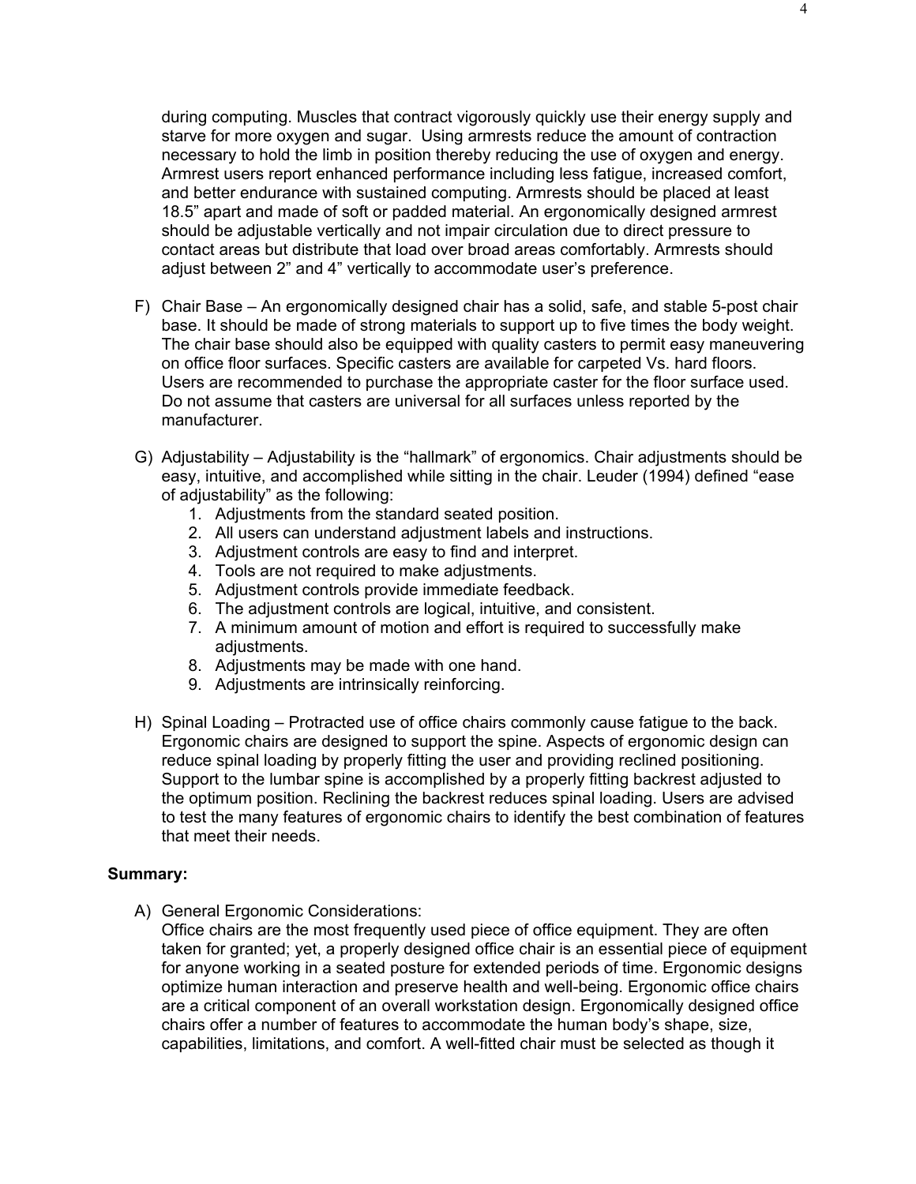during computing. Muscles that contract vigorously quickly use their energy supply and starve for more oxygen and sugar. Using armrests reduce the amount of contraction necessary to hold the limb in position thereby reducing the use of oxygen and energy. Armrest users report enhanced performance including less fatigue, increased comfort, and better endurance with sustained computing. Armrests should be placed at least 18.5" apart and made of soft or padded material. An ergonomically designed armrest should be adjustable vertically and not impair circulation due to direct pressure to contact areas but distribute that load over broad areas comfortably. Armrests should adjust between 2" and 4" vertically to accommodate user's preference.

F) Chair Base – An ergonomically designed chair has a solid, safe, and stable 5-post chair base. It should be made of strong materials to support up to five times the body weight. The chair base should also be equipped with quality casters to permit easy maneuvering on office floor surfaces. Specific casters are available for carpeted Vs. hard floors. Users are recommended to purchase the appropriate caster for the floor surface used. Do not assume that casters are universal for all surfaces unless reported by the manufacturer.

G) Adjustability – Adjustability is the "hallmark" of ergonomics. Chair adjustments should be easy, intuitive, and accomplished while sitting in the chair. Leuder (1994) defined "ease of adjustability" as the following:
   1. Adjustments from the standard seated position.
   2. All users can understand adjustment labels and instructions.
   3. Adjustment controls are easy to find and interpret.
   4. Tools are not required to make adjustments.
   5. Adjustment controls provide immediate feedback.
   6. The adjustment controls are logical, intuitive, and consistent.
   7. A minimum amount of motion and effort is required to successfully make adjustments.
   8. Adjustments may be made with one hand.
   9. Adjustments are intrinsically reinforcing.

H) Spinal Loading – Protracted use of office chairs commonly cause fatigue to the back. Ergonomic chairs are designed to support the spine. Aspects of ergonomic design can reduce spinal loading by properly fitting the user and providing reclined positioning. Support to the lumbar spine is accomplished by a properly fitting backrest adjusted to the optimum position. Reclining the backrest reduces spinal loading. Users are advised to test the many features of ergonomic chairs to identify the best combination of features that meet their needs.

**Summary:**

A) General Ergonomic Considerations:
Office chairs are the most frequently used piece of office equipment. They are often taken for granted; yet, a properly designed office chair is an essential piece of equipment for anyone working in a seated posture for extended periods of time. Ergonomic designs optimize human interaction and preserve health and well-being. Ergonomic office chairs are a critical component of an overall workstation design. Ergonomically designed office chairs offer a number of features to accommodate the human body's shape, size, capabilities, limitations, and comfort. A well-fitted chair must be selected as though it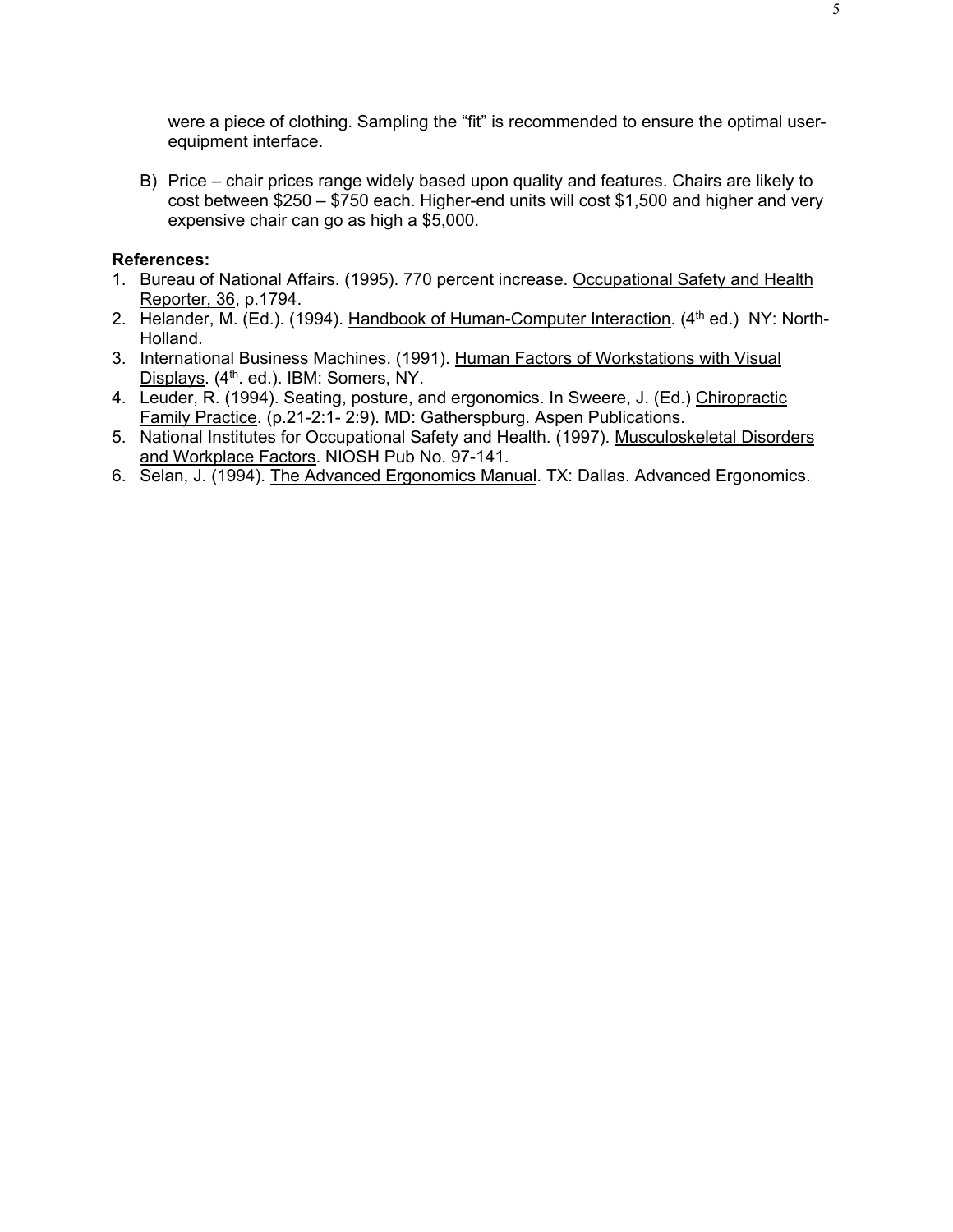were a piece of clothing. Sampling the "fit" is recommended to ensure the optimal user-equipment interface.

B) Price – chair prices range widely based upon quality and features. Chairs are likely to cost between $250 – $750 each. Higher-end units will cost $1,500 and higher and very expensive chair can go as high a $5,000.

**References:**

1. Bureau of National Affairs. (1995). 770 percent increase. Occupational Safety and Health Reporter, 36, p.1794.
2. Helander, M. (Ed.). (1994). Handbook of Human-Computer Interaction. (4th ed.) NY: North-Holland.
3. International Business Machines. (1991). Human Factors of Workstations with Visual Displays. (4th. ed.). IBM: Somers, NY.
4. Leuder, R. (1994). Seating, posture, and ergonomics. In Sweere, J. (Ed.) Chiropractic Family Practice. (p.21-2:1- 2:9). MD: Gatherspburg. Aspen Publications.
5. National Institutes for Occupational Safety and Health. (1997). Musculoskeletal Disorders and Workplace Factors. NIOSH Pub No. 97-141.
6. Selan, J. (1994). The Advanced Ergonomics Manual. TX: Dallas. Advanced Ergonomics.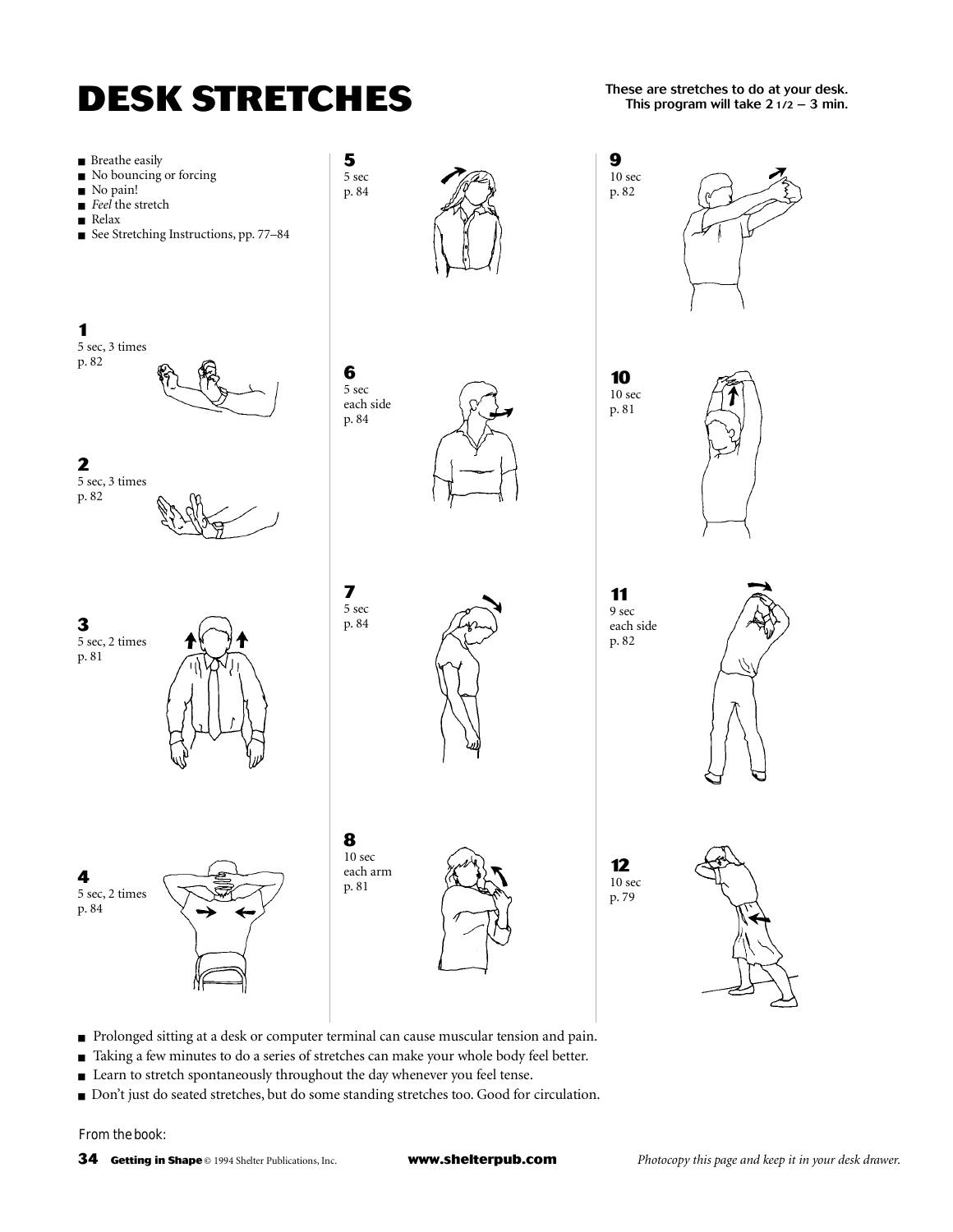# DESK STRETCHES

**These are stretches to do at your desk. This program will take 2 1/2 – 3 min.**

- Breathe easily
- No bouncing or forcing
- No pain!
- *Feel* the stretch
- Relax
- See Stretching Instructions, pp. 77–84

**1**
5 sec, 3 times
p. 82

**2**
5 sec, 3 times
p. 82

**3**
5 sec, 2 times
p. 81

**4**
5 sec, 2 times
p. 84

**5**
5 sec
p. 84

**6**
5 sec
each side
p. 84

**7**
5 sec
p. 84

**8**
10 sec
each arm
p. 81

**9**
10 sec
p. 82

**10**
10 sec
p. 81

**11**
9 sec
each side
p. 82

**12**
10 sec
p. 79

- Prolonged sitting at a desk or computer terminal can cause muscular tension and pain.
- Taking a few minutes to do a series of stretches can make your whole body feel better.
- Learn to stretch spontaneously throughout the day whenever you feel tense.
- Don't just do seated stretches, but do some standing stretches too. Good for circulation.

From the book:

**Getting in Shape** © 1994 Shelter Publications, Inc. **www.shelterpub.com** *Photocopy this page and keep it in your desk drawer.*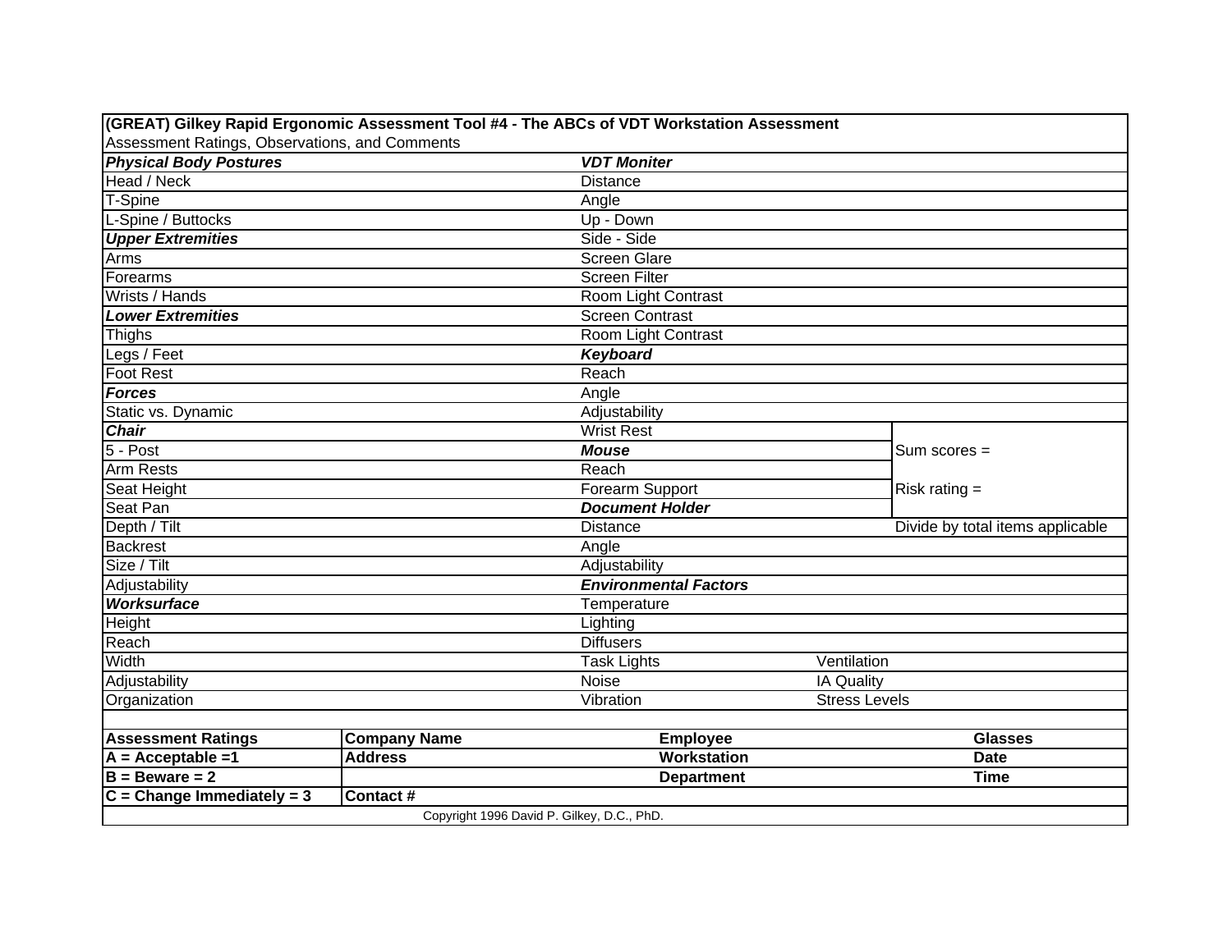| **(GREAT) Gilkey Rapid Ergonomic Assessment Tool #4 - The ABCs of VDT Workstation Assessment** | | | |
|---|---|---|---|
| Assessment Ratings, Observations, and Comments | | | |
| ***Physical Body Postures*** | ***VDT Moniter*** | | |
| Head / Neck | Distance | | |
| T-Spine | Angle | | |
| L-Spine / Buttocks | Up - Down | | |
| ***Upper Extremities*** | Side - Side | | |
| Arms | Screen Glare | | |
| Forearms | Screen Filter | | |
| Wrists / Hands | Room Light Contrast | | |
| ***Lower Extremities*** | Screen Contrast | | |
| Thighs | Room Light Contrast | | |
| Legs / Feet | ***Keyboard*** | | |
| Foot Rest | Reach | | |
| ***Forces*** | Angle | | |
| Static vs. Dynamic | Adjustability | | |
| ***Chair*** | Wrist Rest | | |
| 5 - Post | ***Mouse*** | | Sum scores = |
| Arm Rests | Reach | | |
| Seat Height | Forearm Support | | Risk rating = |
| Seat Pan | ***Document Holder*** | | |
| Depth / Tilt | Distance | | Divide by total items applicable |
| Backrest | Angle | | |
| Size / Tilt | Adjustability | | |
| Adjustability | ***Environmental Factors*** | | |
| ***Worksurface*** | Temperature | | |
| Height | Lighting | | |
| Reach | Diffusers | | |
| Width | Task Lights | Ventilation | |
| Adjustability | Noise | IA Quality | |
| Organization | Vibration | Stress Levels | |

| **Assessment Ratings** | **Company Name** | **Employee** | **Glasses** |
|---|---|---|---|
| **A = Acceptable =1** | **Address** | **Workstation** | **Date** |
| **B = Beware = 2** | | **Department** | **Time** |
| **C = Change Immediately = 3** | **Contact #** | | |

Copyright 1996 David P. Gilkey, D.C., PhD.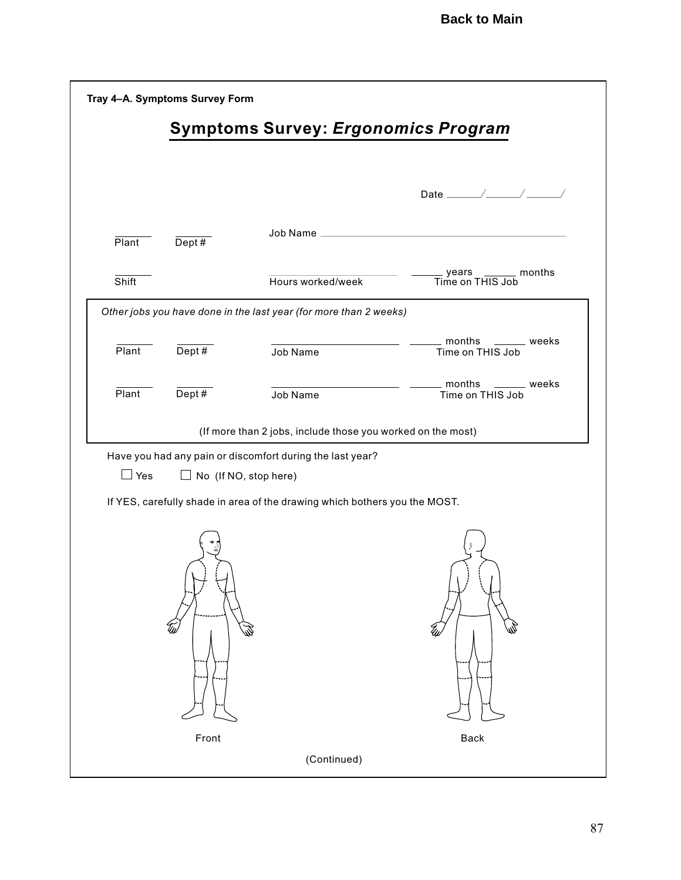Back to Main

**Tray 4–A. Symptoms Survey Form**

## Symptoms Survey: *Ergonomics Program*

Date ______/______/______/

______ Plant ______ Dept # Job Name ______________________________

______ Shift ______________ Hours worked/week ______ years ______ months Time on THIS Job

*Other jobs you have done in the last year (for more than 2 weeks)*

______ Plant ______ Dept # ______________ Job Name ______ months ______ weeks Time on THIS Job

______ Plant ______ Dept # ______________ Job Name ______ months ______ weeks Time on THIS Job

(If more than 2 jobs, include those you worked on the most)

Have you had any pain or discomfort during the last year?

☐ Yes ☐ No (If NO, stop here)

If YES, carefully shade in area of the drawing which bothers you the MOST.

Front

Back

(Continued)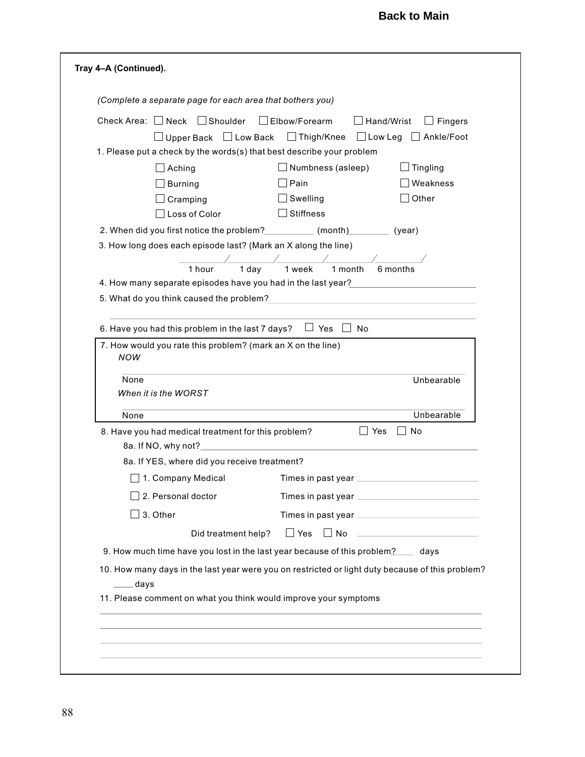**Back to Main**

**Tray 4–A (Continued).**

*(Complete a separate page for each area that bothers you)*

Check Area: ☐ Neck ☐ Shoulder ☐ Elbow/Forearm ☐ Hand/Wrist ☐ Fingers
☐ Upper Back ☐ Low Back ☐ Thigh/Knee ☐ Low Leg ☐ Ankle/Foot

1. Please put a check by the words(s) that best describe your problem

| | | |
|---|---|---|
| ☐ Aching | ☐ Numbness (asleep) | ☐ Tingling |
| ☐ Burning | ☐ Pain | ☐ Weakness |
| ☐ Cramping | ☐ Swelling | ☐ Other |
| ☐ Loss of Color | ☐ Stiffness | |

2. When did you first notice the problem?__________ (month)________ (year)

3. How long does each episode last? (Mark an X along the line)

_________/_________/_________/_________/_________/
1 hour 1 day 1 week 1 month 6 months

4. How many separate episodes have you had in the last year?________________________

5. What do you think caused the problem?________________________________________

______________________________________________________________________

6. Have you had this problem in the last 7 days? ☐ Yes ☐ No

7. How would you rate this problem? (mark an X on the line)

*NOW*

______________________________________________________________________
None Unbearable

*When it is the WORST*

______________________________________________________________________
None Unbearable

8. Have you had medical treatment for this problem? ☐ Yes ☐ No

8a. If NO, why not?________________________________________________________

8a. If YES, where did you receive treatment?

☐ 1. Company Medical Times in past year ________________________

☐ 2. Personal doctor Times in past year ________________________

☐ 3. Other Times in past year ________________________

Did treatment help? ☐ Yes ☐ No ________________________

9. How much time have you lost in the last year because of this problem?____ days

10. How many days in the last year were you on restricted or light duty because of this problem?
____ days

11. Please comment on what you think would improve your symptoms

______________________________________________________________________

______________________________________________________________________

______________________________________________________________________

______________________________________________________________________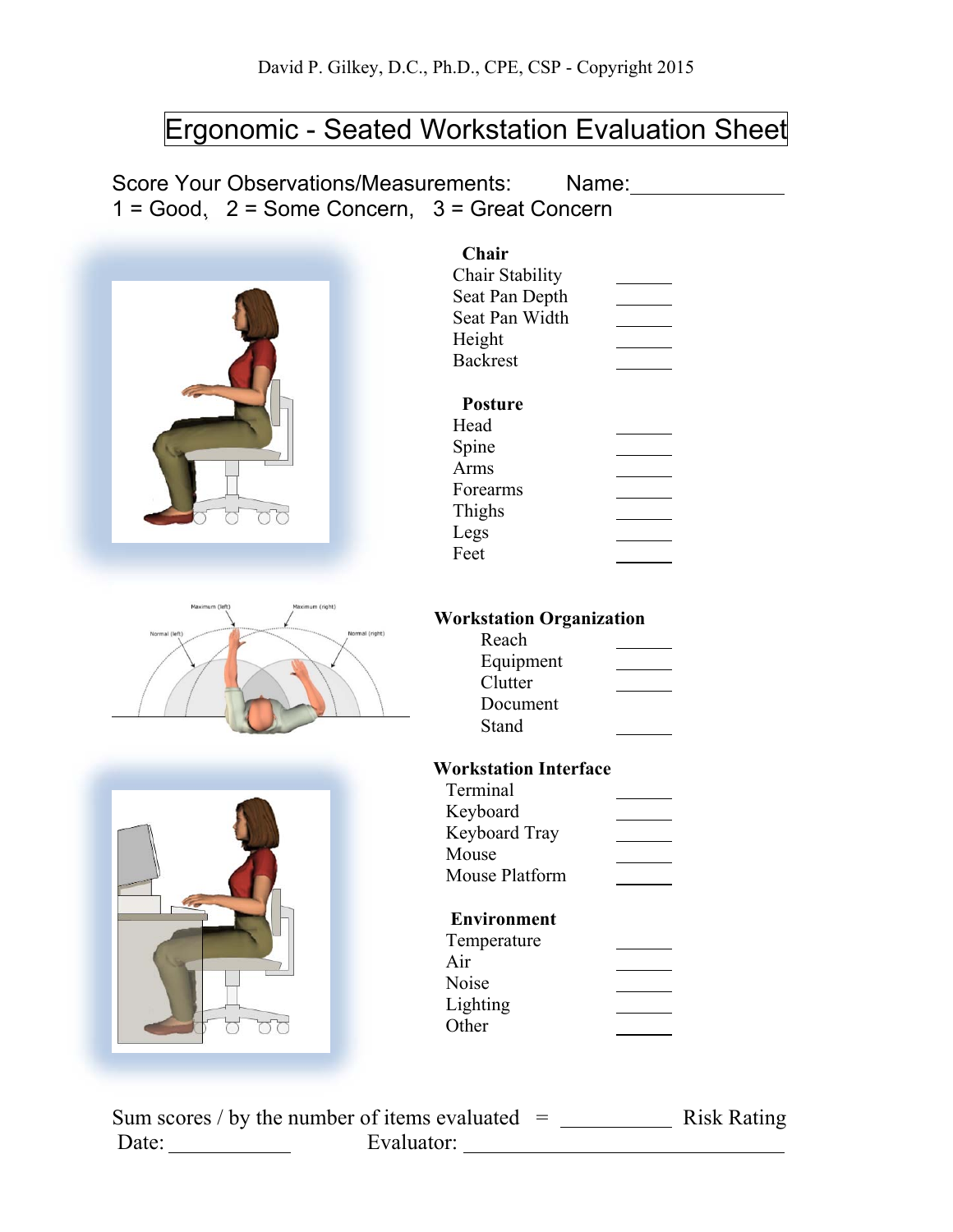David P. Gilkey, D.C., Ph.D., CPE, CSP - Copyright 2015

# Ergonomic - Seated Workstation Evaluation Sheet

Score Your Observations/Measurements: Name:______________

1 = Good, 2 = Some Concern, 3 = Great Concern

**Chair**

Chair Stability ______

Seat Pan Depth ______

Seat Pan Width ______

Height ______

Backrest ______

**Posture**

Head ______

Spine ______

Arms ______

Forearms ______

Thighs ______

Legs ______

Feet ______

Maximum (left) Maximum (right)

Normal (left) Normal (right)

**Workstation Organization**

Reach ______

Equipment ______

Clutter ______

Document Stand ______

**Workstation Interface**

Terminal ______

Keyboard ______

Keyboard Tray ______

Mouse ______

Mouse Platform ______

**Environment**

Temperature ______

Air ______

Noise ______

Lighting ______

Other ______

Sum scores / by the number of items evaluated = __________ Risk Rating

Date: ___________ Evaluator: ______________________________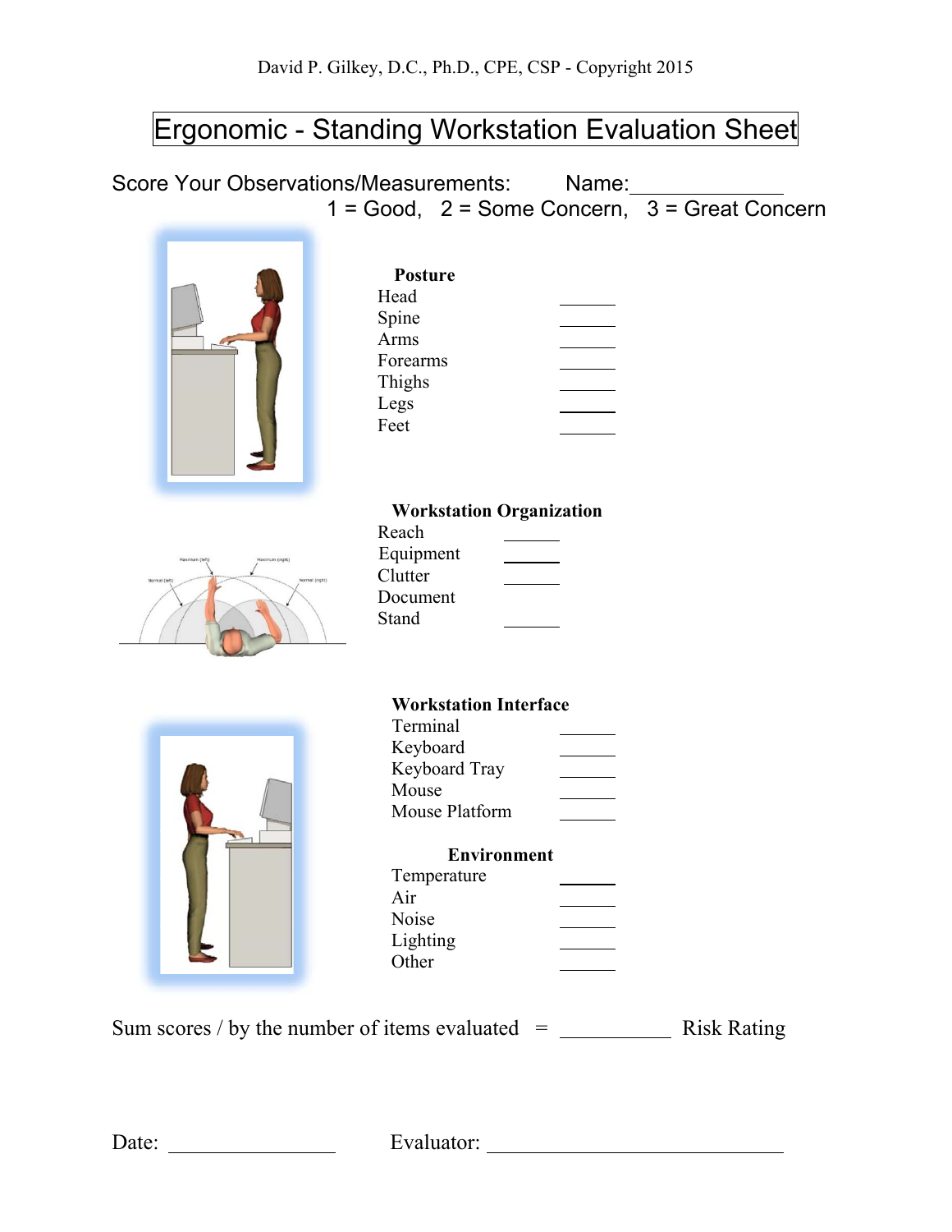David P. Gilkey, D.C., Ph.D., CPE, CSP - Copyright 2015

# Ergonomic - Standing Workstation Evaluation Sheet

Score Your Observations/Measurements: Name:______________

1 = Good, 2 = Some Concern, 3 = Great Concern

**Posture**

Head ______
Spine ______
Arms ______
Forearms ______
Thighs ______
Legs ______
Feet ______

**Workstation Organization**

Reach ______
Equipment ______
Clutter ______
Document
Stand ______

**Workstation Interface**

Terminal ______
Keyboard ______
Keyboard Tray ______
Mouse ______
Mouse Platform ______

**Environment**

Temperature ______
Air ______
Noise ______
Lighting ______
Other ______

Sum scores / by the number of items evaluated = __________ Risk Rating

Date: ______________ Evaluator: ________________________